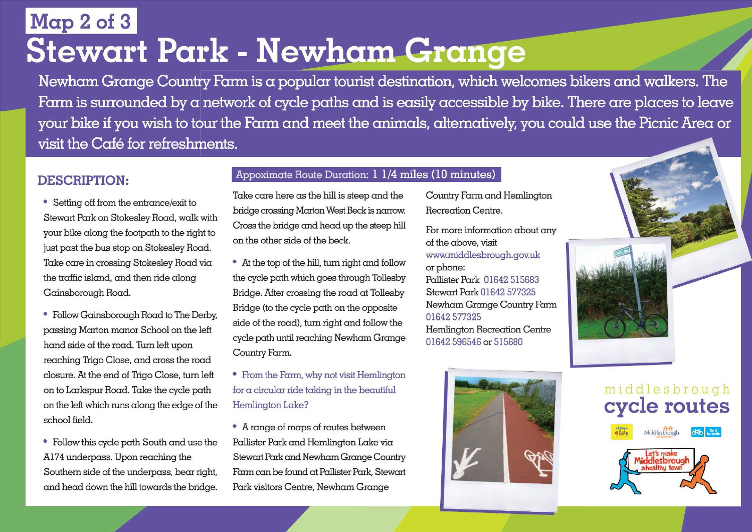# Map 2 of 3

# Stewart Park - Newham Grange

Newham Grange Country Farm is a popular tourist destination, which welcomes bikers and walkers. The Farm is surrounded by a network of cycle paths and is easily accessible by bike. There are places to leave your bike if you wish to tour the Farm and meet the animals, alternatively, you could use the Picnic Area or visit the Café for refreshments.

## DESCRIPTION:

- Setting off from the entrance/exit to Stewart Park on Stokesley Road, walk with your bike along the footpath to the right to just past the bus stop on Stokesley Road. Take care in crossing Stokesley Road via the traffic island, and then ride along Gainsborough Road.
- Follow Gainsborough Road to The Derby, passing Marton manor School on the left hand side of the road. Turn left upon reaching Trigo Close, and cross the road closure. At the end of Trigo Close, turn left on to Larkspur Road. Take the cycle path on the left which runs along the edge of the school field.
- Follow this cycle path South and use the A174 underpass. Upon reaching the Southern side of the underpass, bear right, and head down the hill towards the bridge.

**Appoximate Route Duration: 1 1/4 miles (10 minutes)**

Take care here as the hill is steep and the bridge crossing Marton West Beck is narrow. Cross the bridge and head up the steep hill on the other side of the beck.

- At the top of the hill, turn right and follow the cycle path which goes through Tollesby Bridge. After crossing the road at Tollesby Bridge (to the cycle path on the opposite side of the road), turn right and follow the cycle path until reaching Newham Grange Country Farm.
- From the Farm, why not visit Hemlington for a circular ride taking in the beautiful Hemlington Lake?
- A range of maps of routes between Pallister Park and Hemlington Lake via Stewart Park and Newham Grange Country Farm can be found at Pallister Park, Stewart Park visitors Centre, Newham Grange Country Farm and Hemlington Recreation Centre.

For more information about any of the above, visit www.middlesbrough.gov.uk or phone:

Pallister Park 01642 515683
Stewart Park 01642 577325
Newham Grange Country Farm 01642 577325
Hemlington Recreation Centre 01642 596546 or 515680

middlesbrough cycle routes

Let's make Middlesbrough a healthy town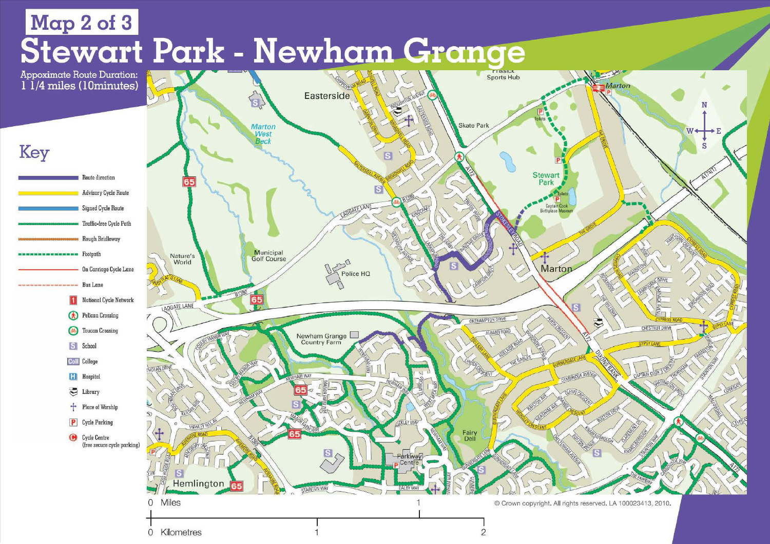Map 2 of 3

# Stewart Park - Newham Grange

Appoximate Route Duration:
1 1/4 miles (10minutes)

## Key

- Route direction
- Advisory Cycle Route
- Signed Cycle Route
- Traffic-free Cycle Path
- Rough Bridleway
- Footpath
- On Carriage Cycle Lane
- Bus Lane
- National Cycle Network
- Pelican Crossing
- Toucan Crossing
- School
- College
- Hospital
- Library
- Place of Worship
- Cycle Parking
- Cycle Centre (free secure cycle parking)

0 Miles 1

0 Kilometres 1 2

© Crown copyright. All rights reserved. LA 100023413, 2010.